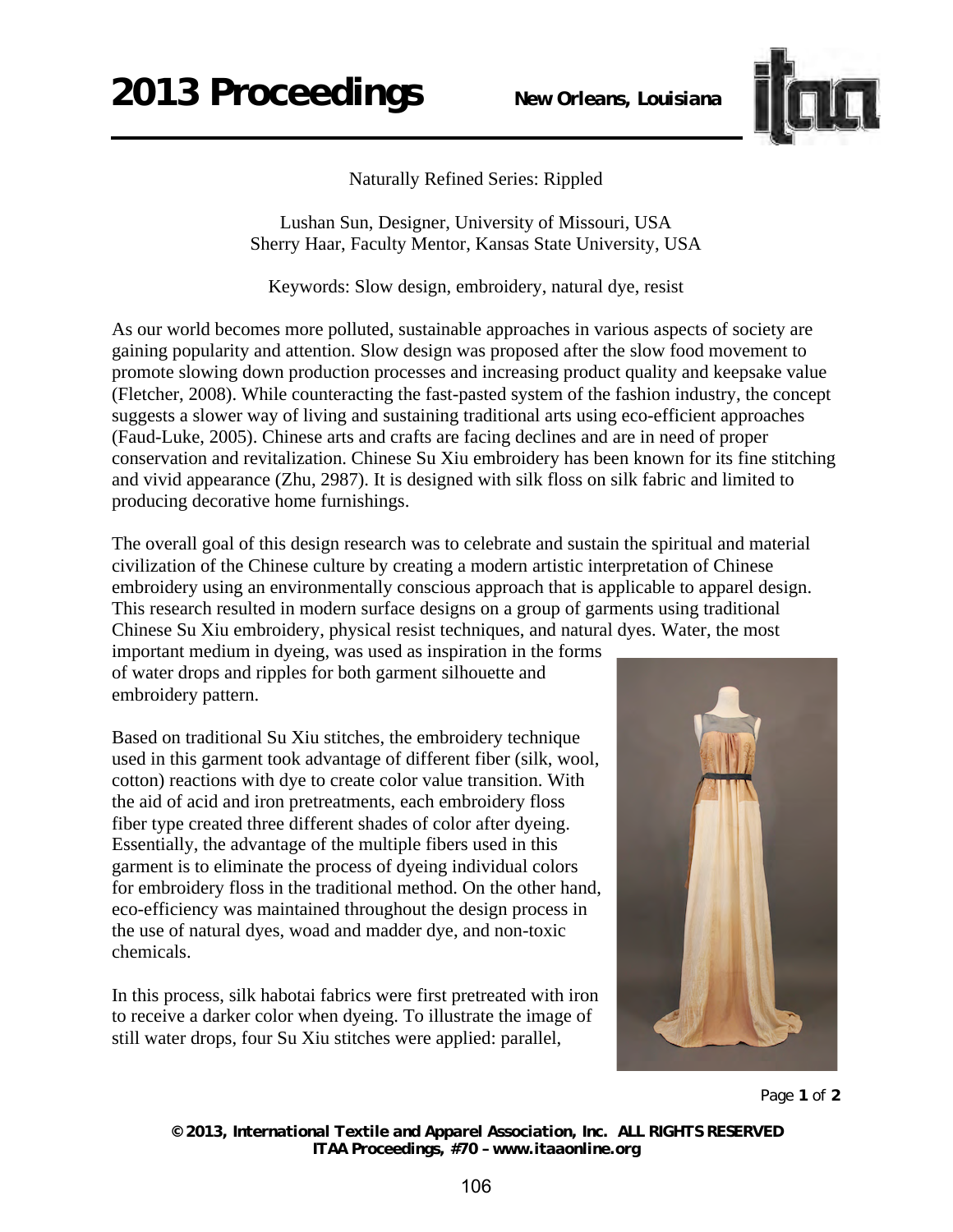# Naturally Refined Series: Rippled

Lushan Sun, Designer, University of Missouri, USA
Sherry Haar, Faculty Mentor, Kansas State University, USA

Keywords: Slow design, embroidery, natural dye, resist

As our world becomes more polluted, sustainable approaches in various aspects of society are gaining popularity and attention. Slow design was proposed after the slow food movement to promote slowing down production processes and increasing product quality and keepsake value (Fletcher, 2008). While counteracting the fast-pasted system of the fashion industry, the concept suggests a slower way of living and sustaining traditional arts using eco-efficient approaches (Faud-Luke, 2005). Chinese arts and crafts are facing declines and are in need of proper conservation and revitalization. Chinese Su Xiu embroidery has been known for its fine stitching and vivid appearance (Zhu, 2987). It is designed with silk floss on silk fabric and limited to producing decorative home furnishings.

The overall goal of this design research was to celebrate and sustain the spiritual and material civilization of the Chinese culture by creating a modern artistic interpretation of Chinese embroidery using an environmentally conscious approach that is applicable to apparel design. This research resulted in modern surface designs on a group of garments using traditional Chinese Su Xiu embroidery, physical resist techniques, and natural dyes. Water, the most important medium in dyeing, was used as inspiration in the forms of water drops and ripples for both garment silhouette and embroidery pattern.

Based on traditional Su Xiu stitches, the embroidery technique used in this garment took advantage of different fiber (silk, wool, cotton) reactions with dye to create color value transition. With the aid of acid and iron pretreatments, each embroidery floss fiber type created three different shades of color after dyeing. Essentially, the advantage of the multiple fibers used in this garment is to eliminate the process of dyeing individual colors for embroidery floss in the traditional method. On the other hand, eco-efficiency was maintained throughout the design process in the use of natural dyes, woad and madder dye, and non-toxic chemicals.

In this process, silk habotai fabrics were first pretreated with iron to receive a darker color when dyeing. To illustrate the image of still water drops, four Su Xiu stitches were applied: parallel,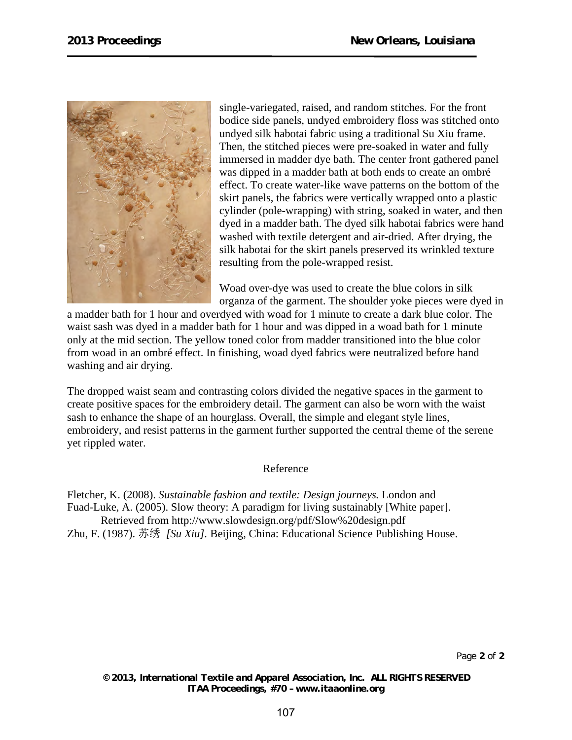single-variegated, raised, and random stitches. For the front bodice side panels, undyed embroidery floss was stitched onto undyed silk habotai fabric using a traditional Su Xiu frame. Then, the stitched pieces were pre-soaked in water and fully immersed in madder dye bath. The center front gathered panel was dipped in a madder bath at both ends to create an ombré effect. To create water-like wave patterns on the bottom of the skirt panels, the fabrics were vertically wrapped onto a plastic cylinder (pole-wrapping) with string, soaked in water, and then dyed in a madder bath. The dyed silk habotai fabrics were hand washed with textile detergent and air-dried. After drying, the silk habotai for the skirt panels preserved its wrinkled texture resulting from the pole-wrapped resist.

Woad over-dye was used to create the blue colors in silk organza of the garment. The shoulder yoke pieces were dyed in a madder bath for 1 hour and overdyed with woad for 1 minute to create a dark blue color. The waist sash was dyed in a madder bath for 1 hour and was dipped in a woad bath for 1 minute only at the mid section. The yellow toned color from madder transitioned into the blue color from woad in an ombré effect. In finishing, woad dyed fabrics were neutralized before hand washing and air drying.

The dropped waist seam and contrasting colors divided the negative spaces in the garment to create positive spaces for the embroidery detail. The garment can also be worn with the waist sash to enhance the shape of an hourglass. Overall, the simple and elegant style lines, embroidery, and resist patterns in the garment further supported the central theme of the serene yet rippled water.

## Reference

Fletcher, K. (2008). *Sustainable fashion and textile: Design journeys.* London and

Fuad-Luke, A. (2005). Slow theory: A paradigm for living sustainably [White paper]. Retrieved from http://www.slowdesign.org/pdf/Slow%20design.pdf

Zhu, F. (1987). 苏绣 *[Su Xiu]*. Beijing, China: Educational Science Publishing House.